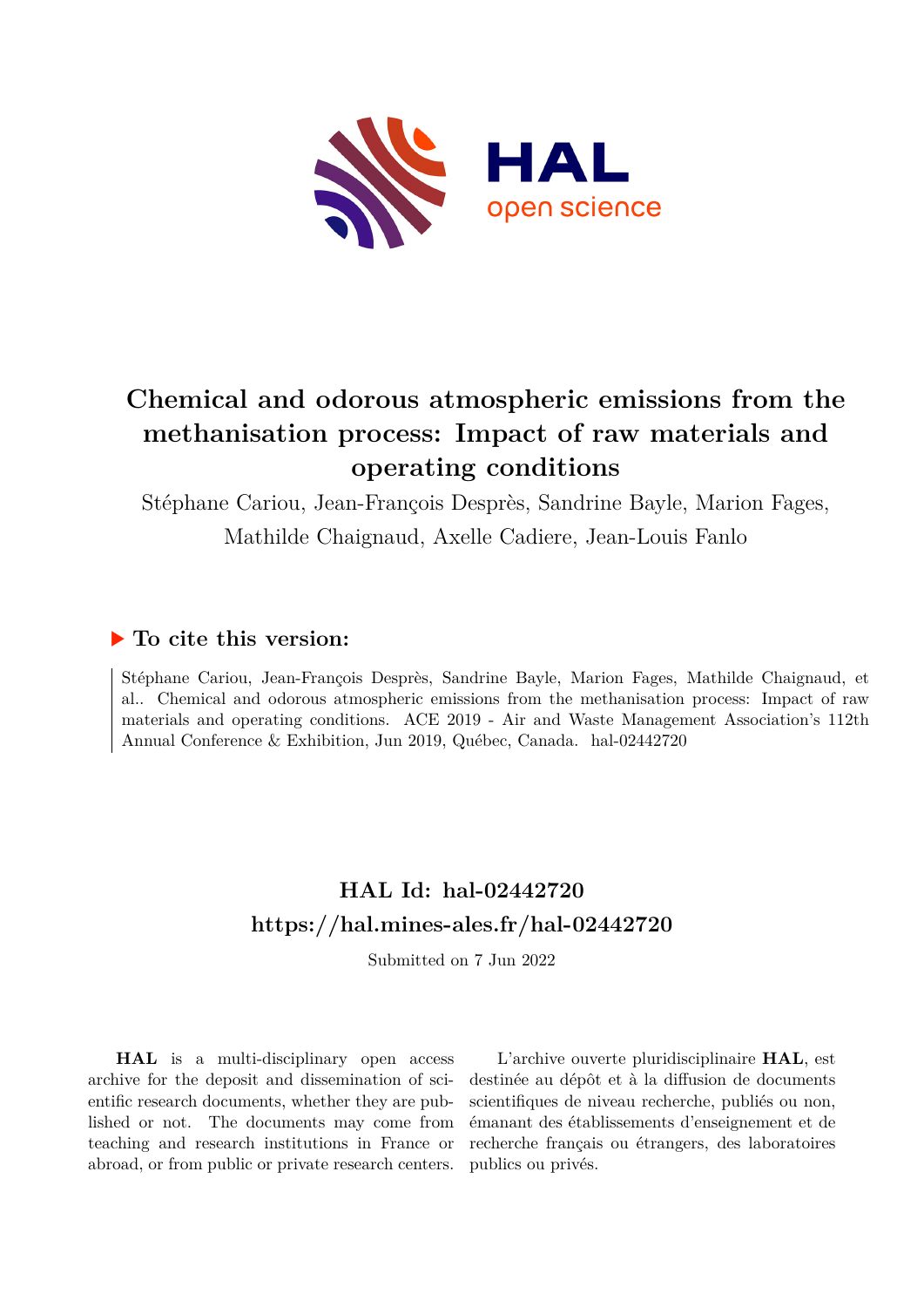# Chemical and odorous atmospheric emissions from the methanisation process: Impact of raw materials and operating conditions

Stéphane Cariou, Jean-François Desprès, Sandrine Bayle, Marion Fages, Mathilde Chaignaud, Axelle Cadiere, Jean-Louis Fanlo

## ▶ To cite this version:

Stéphane Cariou, Jean-François Desprès, Sandrine Bayle, Marion Fages, Mathilde Chaignaud, et al.. Chemical and odorous atmospheric emissions from the methanisation process: Impact of raw materials and operating conditions. ACE 2019 - Air and Waste Management Association's 112th Annual Conference & Exhibition, Jun 2019, Québec, Canada. hal-02442720

## HAL Id: hal-02442720

## https://hal.mines-ales.fr/hal-02442720

Submitted on 7 Jun 2022

**HAL** is a multi-disciplinary open access archive for the deposit and dissemination of scientific research documents, whether they are published or not. The documents may come from teaching and research institutions in France or abroad, or from public or private research centers.

L'archive ouverte pluridisciplinaire **HAL**, est destinée au dépôt et à la diffusion de documents scientifiques de niveau recherche, publiés ou non, émanant des établissements d'enseignement et de recherche français ou étrangers, des laboratoires publics ou privés.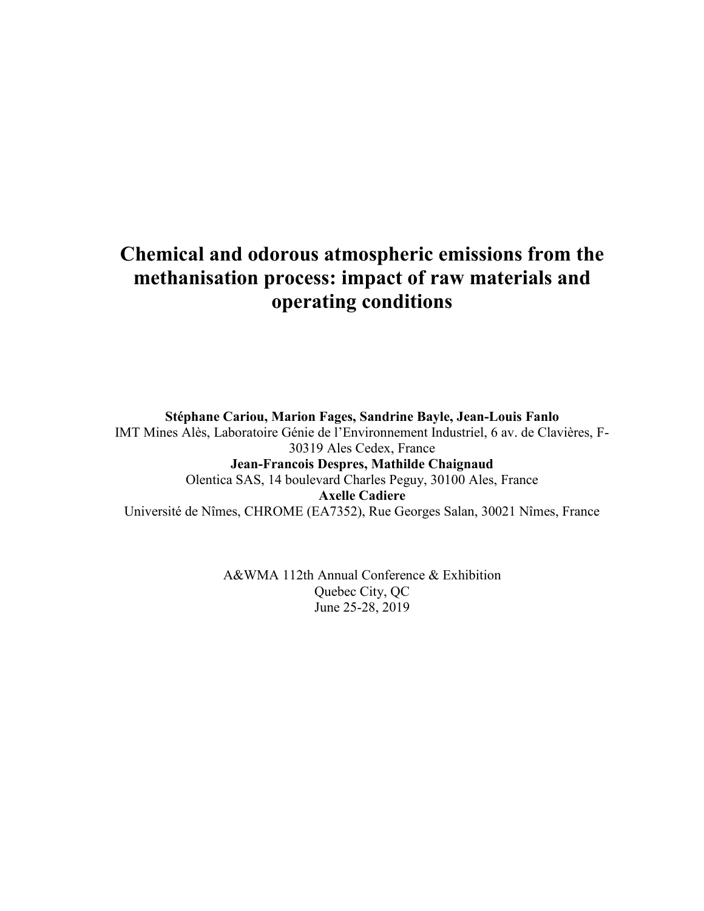# Chemical and odorous atmospheric emissions from the methanisation process: impact of raw materials and operating conditions

**Stéphane Cariou, Marion Fages, Sandrine Bayle, Jean-Louis Fanlo**
IMT Mines Alès, Laboratoire Génie de l'Environnement Industriel, 6 av. de Clavières, F-30319 Ales Cedex, France
**Jean-Francois Despres, Mathilde Chaignaud**
Olentica SAS, 14 boulevard Charles Peguy, 30100 Ales, France
**Axelle Cadiere**
Université de Nîmes, CHROME (EA7352), Rue Georges Salan, 30021 Nîmes, France

A&WMA 112th Annual Conference & Exhibition
Quebec City, QC
June 25-28, 2019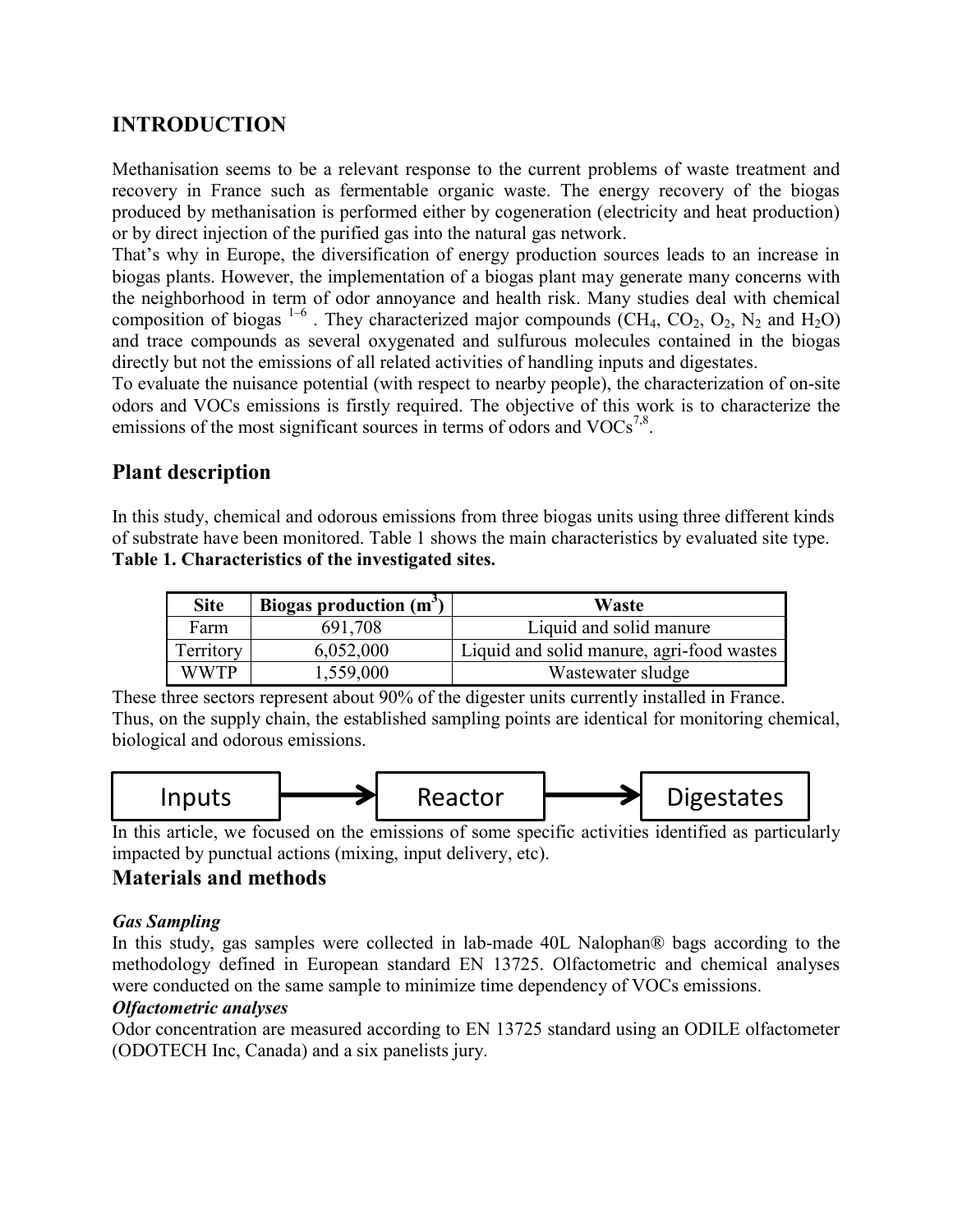## INTRODUCTION

Methanisation seems to be a relevant response to the current problems of waste treatment and recovery in France such as fermentable organic waste. The energy recovery of the biogas produced by methanisation is performed either by cogeneration (electricity and heat production) or by direct injection of the purified gas into the natural gas network.

That's why in Europe, the diversification of energy production sources leads to an increase in biogas plants. However, the implementation of a biogas plant may generate many concerns with the neighborhood in term of odor annoyance and health risk. Many studies deal with chemical composition of biogas [1–6] . They characterized major compounds ($CH_4$, $CO_2$, $O_2$, $N_2$ and $H_2O$) and trace compounds as several oxygenated and sulfurous molecules contained in the biogas directly but not the emissions of all related activities of handling inputs and digestates.

To evaluate the nuisance potential (with respect to nearby people), the characterization of on-site odors and VOCs emissions is firstly required. The objective of this work is to characterize the emissions of the most significant sources in terms of odors and VOCs[7,8].

## Plant description

In this study, chemical and odorous emissions from three biogas units using three different kinds of substrate have been monitored. Table 1 shows the main characteristics by evaluated site type.

**Table 1. Characteristics of the investigated sites.**

| Site | Biogas production ($m^3$) | Waste |
|---|---|---|
| Farm | 691,708 | Liquid and solid manure |
| Territory | 6,052,000 | Liquid and solid manure, agri-food wastes |
| WWTP | 1,559,000 | Wastewater sludge |

These three sectors represent about 90% of the digester units currently installed in France.

Thus, on the supply chain, the established sampling points are identical for monitoring chemical, biological and odorous emissions.

Inputs → Reactor → Digestates

In this article, we focused on the emissions of some specific activities identified as particularly impacted by punctual actions (mixing, input delivery, etc).

## Materials and methods

### *Gas Sampling*

In this study, gas samples were collected in lab-made 40L Nalophan® bags according to the methodology defined in European standard EN 13725. Olfactometric and chemical analyses were conducted on the same sample to minimize time dependency of VOCs emissions.

### *Olfactometric analyses*

Odor concentration are measured according to EN 13725 standard using an ODILE olfactometer (ODOTECH Inc, Canada) and a six panelists jury.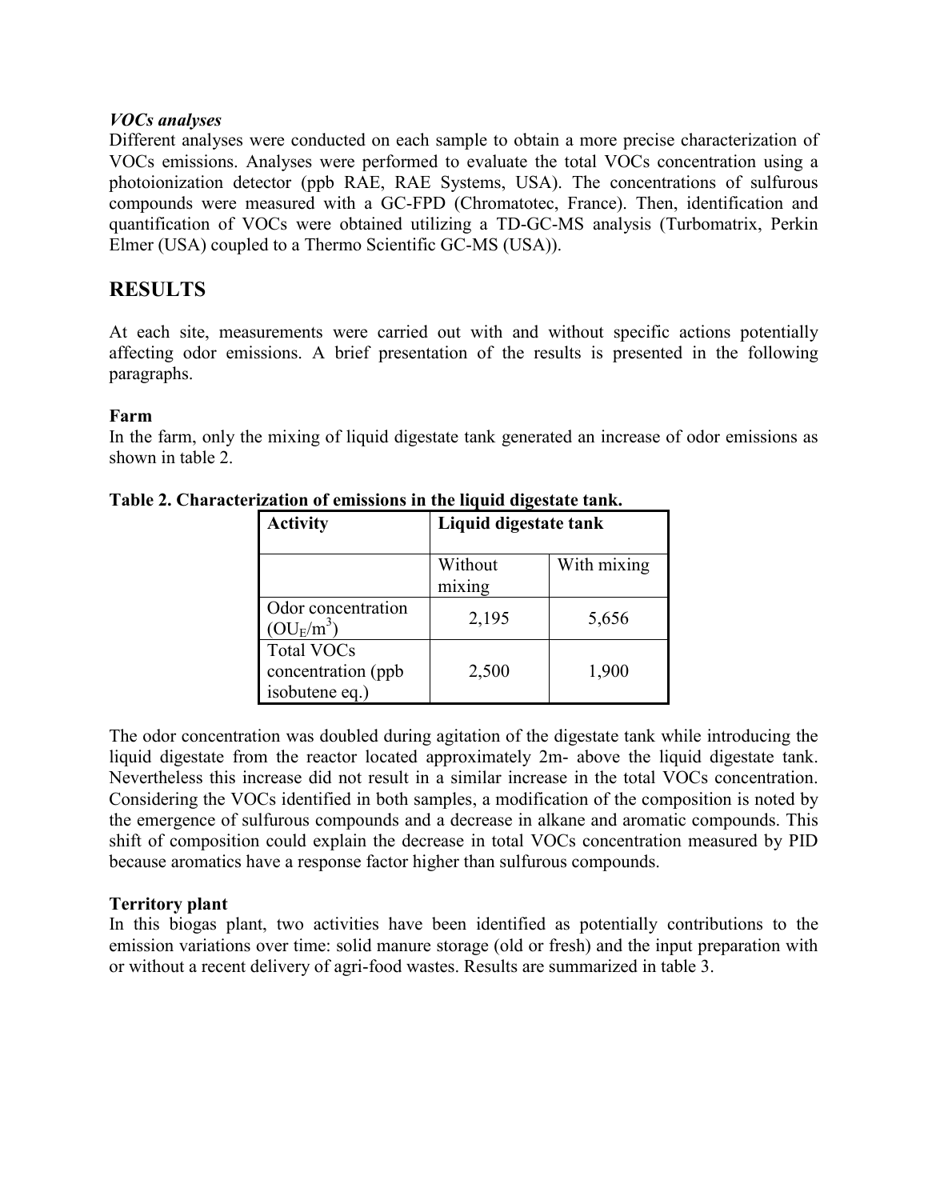***VOCs analyses***

Different analyses were conducted on each sample to obtain a more precise characterization of VOCs emissions. Analyses were performed to evaluate the total VOCs concentration using a photoionization detector (ppb RAE, RAE Systems, USA). The concentrations of sulfurous compounds were measured with a GC-FPD (Chromatotec, France). Then, identification and quantification of VOCs were obtained utilizing a TD-GC-MS analysis (Turbomatrix, Perkin Elmer (USA) coupled to a Thermo Scientific GC-MS (USA)).

## RESULTS

At each site, measurements were carried out with and without specific actions potentially affecting odor emissions. A brief presentation of the results is presented in the following paragraphs.

**Farm**

In the farm, only the mixing of liquid digestate tank generated an increase of odor emissions as shown in table 2.

**Table 2. Characterization of emissions in the liquid digestate tank.**

| Activity | Liquid digestate tank | |
|---|---|---|
| | Without mixing | With mixing |
| Odor concentration ($OU_E/m^3$) | 2,195 | 5,656 |
| Total VOCs concentration (ppb isobutene eq.) | 2,500 | 1,900 |

The odor concentration was doubled during agitation of the digestate tank while introducing the liquid digestate from the reactor located approximately 2m- above the liquid digestate tank. Nevertheless this increase did not result in a similar increase in the total VOCs concentration. Considering the VOCs identified in both samples, a modification of the composition is noted by the emergence of sulfurous compounds and a decrease in alkane and aromatic compounds. This shift of composition could explain the decrease in total VOCs concentration measured by PID because aromatics have a response factor higher than sulfurous compounds.

**Territory plant**

In this biogas plant, two activities have been identified as potentially contributions to the emission variations over time: solid manure storage (old or fresh) and the input preparation with or without a recent delivery of agri-food wastes. Results are summarized in table 3.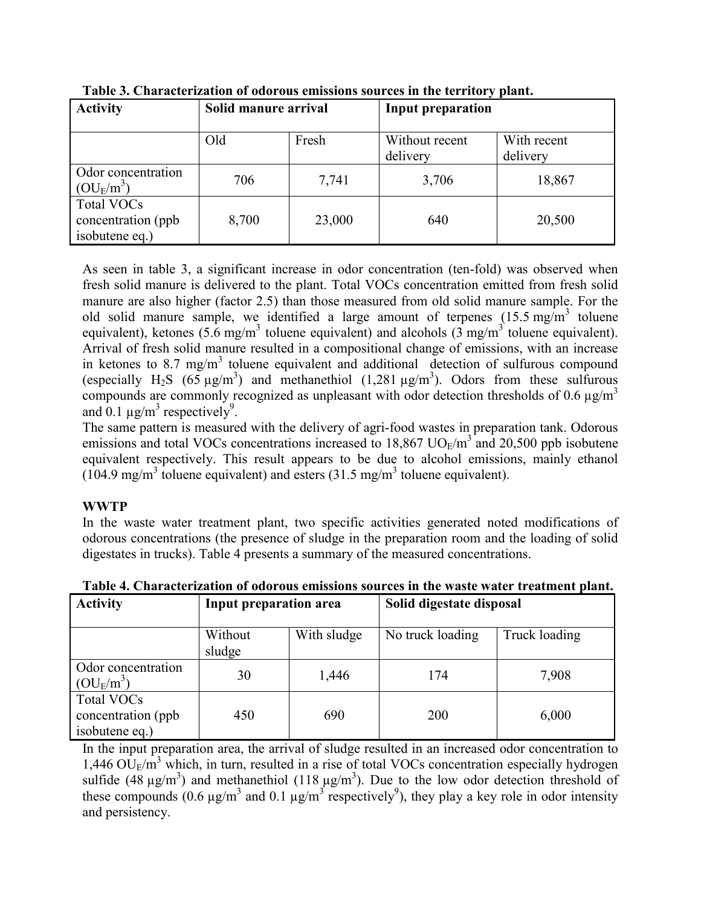**Table 3. Characterization of odorous emissions sources in the territory plant.**

| Activity | Solid manure arrival | | Input preparation | |
|---|---|---|---|---|
| | Old | Fresh | Without recent delivery | With recent delivery |
| Odor concentration ($OU_E/m^3$) | 706 | 7,741 | 3,706 | 18,867 |
| Total VOCs concentration (ppb isobutene eq.) | 8,700 | 23,000 | 640 | 20,500 |

As seen in table 3, a significant increase in odor concentration (ten-fold) was observed when fresh solid manure is delivered to the plant. Total VOCs concentration emitted from fresh solid manure are also higher (factor 2.5) than those measured from old solid manure sample. For the old solid manure sample, we identified a large amount of terpenes (15.5 mg/$m^3$ toluene equivalent), ketones (5.6 mg/$m^3$ toluene equivalent) and alcohols (3 mg/$m^3$ toluene equivalent). Arrival of fresh solid manure resulted in a compositional change of emissions, with an increase in ketones to 8.7 mg/$m^3$ toluene equivalent and additional detection of sulfurous compound (especially $H_2S$ (65 µg/$m^3$) and methanethiol (1,281 µg/$m^3$). Odors from these sulfurous compounds are commonly recognized as unpleasant with odor detection thresholds of 0.6 µg/$m^3$ and 0.1 µg/$m^3$ respectively[9].

The same pattern is measured with the delivery of agri-food wastes in preparation tank. Odorous emissions and total VOCs concentrations increased to 18,867 $UO_E/m^3$ and 20,500 ppb isobutene equivalent respectively. This result appears to be due to alcohol emissions, mainly ethanol (104.9 mg/$m^3$ toluene equivalent) and esters (31.5 mg/$m^3$ toluene equivalent).

**WWTP**

In the waste water treatment plant, two specific activities generated noted modifications of odorous concentrations (the presence of sludge in the preparation room and the loading of solid digestates in trucks). Table 4 presents a summary of the measured concentrations.

**Table 4. Characterization of odorous emissions sources in the waste water treatment plant.**

| Activity | Input preparation area | | Solid digestate disposal | |
|---|---|---|---|---|
| | Without sludge | With sludge | No truck loading | Truck loading |
| Odor concentration ($OU_E/m^3$) | 30 | 1,446 | 174 | 7,908 |
| Total VOCs concentration (ppb isobutene eq.) | 450 | 690 | 200 | 6,000 |

In the input preparation area, the arrival of sludge resulted in an increased odor concentration to 1,446 $OU_E/m^3$ which, in turn, resulted in a rise of total VOCs concentration especially hydrogen sulfide (48 µg/$m^3$) and methanethiol (118 µg/$m^3$). Due to the low odor detection threshold of these compounds (0.6 µg/$m^3$ and 0.1 µg/$m^3$ respectively[9]), they play a key role in odor intensity and persistency.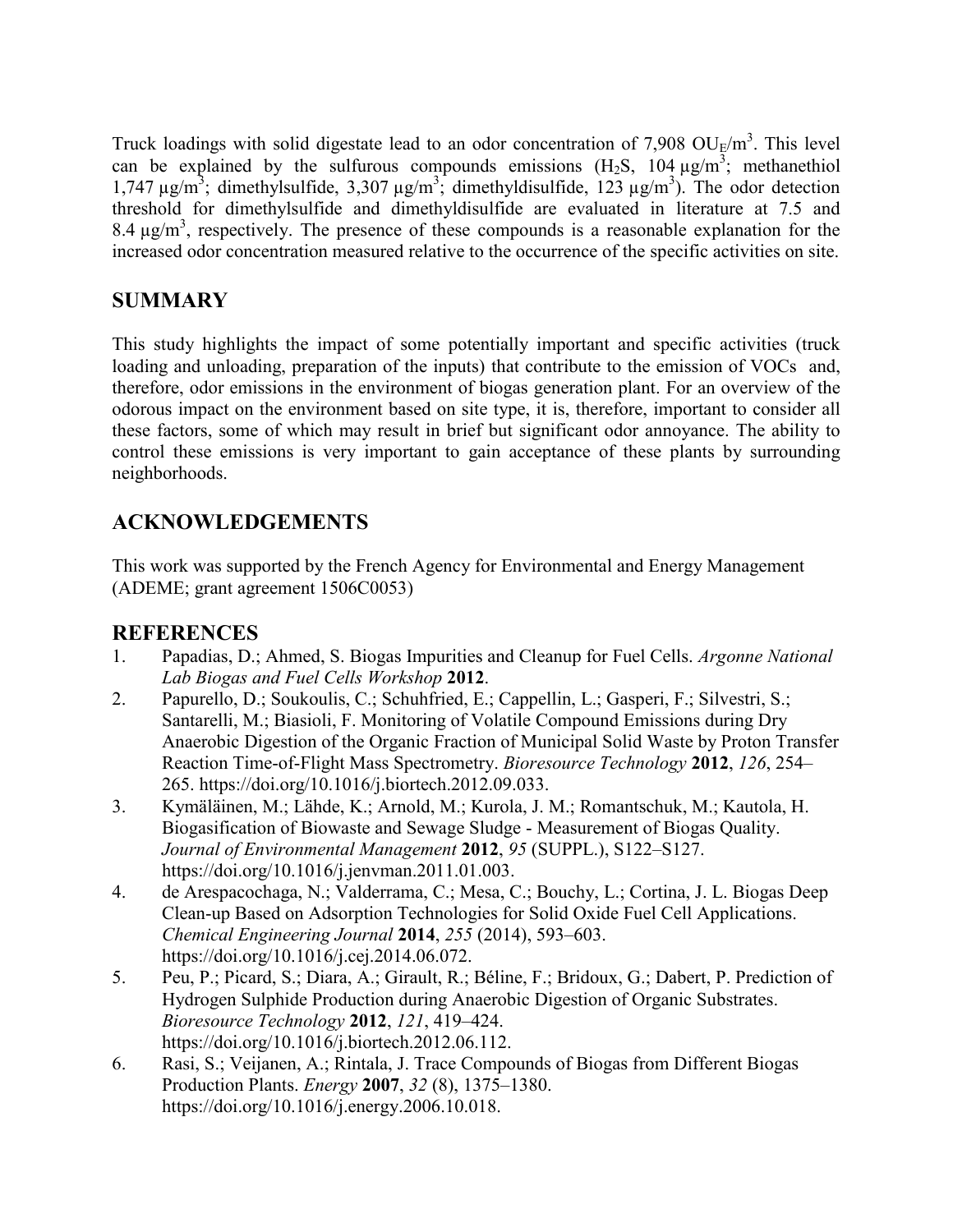Truck loadings with solid digestate lead to an odor concentration of 7,908 $OU_E/m^3$. This level can be explained by the sulfurous compounds emissions ($H_2S$, 104 $\mu g/m^3$; methanethiol 1,747 $\mu g/m^3$; dimethylsulfide, 3,307 $\mu g/m^3$; dimethyldisulfide, 123 $\mu g/m^3$). The odor detection threshold for dimethylsulfide and dimethyldisulfide are evaluated in literature at 7.5 and 8.4 $\mu g/m^3$, respectively. The presence of these compounds is a reasonable explanation for the increased odor concentration measured relative to the occurrence of the specific activities on site.

## SUMMARY

This study highlights the impact of some potentially important and specific activities (truck loading and unloading, preparation of the inputs) that contribute to the emission of VOCs and, therefore, odor emissions in the environment of biogas generation plant. For an overview of the odorous impact on the environment based on site type, it is, therefore, important to consider all these factors, some of which may result in brief but significant odor annoyance. The ability to control these emissions is very important to gain acceptance of these plants by surrounding neighborhoods.

## ACKNOWLEDGEMENTS

This work was supported by the French Agency for Environmental and Energy Management (ADEME; grant agreement 1506C0053)

## REFERENCES

1. Papadias, D.; Ahmed, S. Biogas Impurities and Cleanup for Fuel Cells. *Argonne National Lab Biogas and Fuel Cells Workshop* **2012**.
2. Papurello, D.; Soukoulis, C.; Schuhfried, E.; Cappellin, L.; Gasperi, F.; Silvestri, S.; Santarelli, M.; Biasioli, F. Monitoring of Volatile Compound Emissions during Dry Anaerobic Digestion of the Organic Fraction of Municipal Solid Waste by Proton Transfer Reaction Time-of-Flight Mass Spectrometry. *Bioresource Technology* **2012**, *126*, 254–265. https://doi.org/10.1016/j.biortech.2012.09.033.
3. Kymäläinen, M.; Lähde, K.; Arnold, M.; Kurola, J. M.; Romantschuk, M.; Kautola, H. Biogasification of Biowaste and Sewage Sludge - Measurement of Biogas Quality. *Journal of Environmental Management* **2012**, *95* (SUPPL.), S122–S127. https://doi.org/10.1016/j.jenvman.2011.01.003.
4. de Arespacochaga, N.; Valderrama, C.; Mesa, C.; Bouchy, L.; Cortina, J. L. Biogas Deep Clean-up Based on Adsorption Technologies for Solid Oxide Fuel Cell Applications. *Chemical Engineering Journal* **2014**, *255* (2014), 593–603. https://doi.org/10.1016/j.cej.2014.06.072.
5. Peu, P.; Picard, S.; Diara, A.; Girault, R.; Béline, F.; Bridoux, G.; Dabert, P. Prediction of Hydrogen Sulphide Production during Anaerobic Digestion of Organic Substrates. *Bioresource Technology* **2012**, *121*, 419–424. https://doi.org/10.1016/j.biortech.2012.06.112.
6. Rasi, S.; Veijanen, A.; Rintala, J. Trace Compounds of Biogas from Different Biogas Production Plants. *Energy* **2007**, *32* (8), 1375–1380. https://doi.org/10.1016/j.energy.2006.10.018.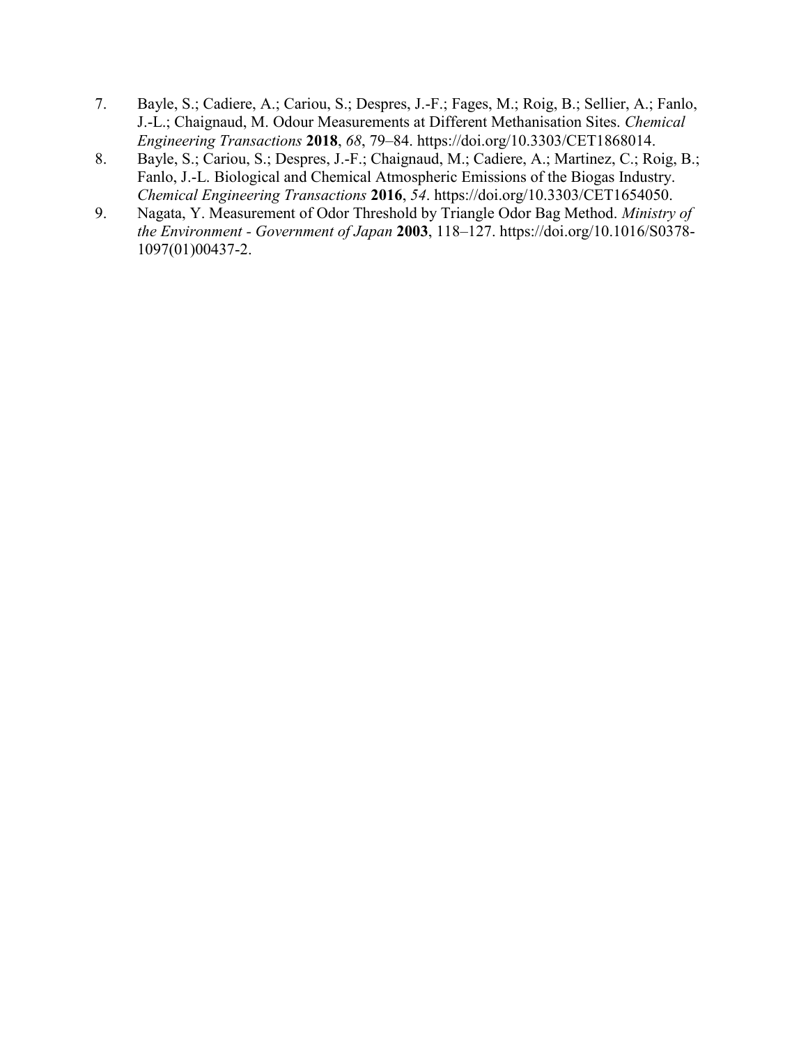7. Bayle, S.; Cadiere, A.; Cariou, S.; Despres, J.-F.; Fages, M.; Roig, B.; Sellier, A.; Fanlo, J.-L.; Chaignaud, M. Odour Measurements at Different Methanisation Sites. *Chemical Engineering Transactions* **2018**, *68*, 79–84. https://doi.org/10.3303/CET1868014.
8. Bayle, S.; Cariou, S.; Despres, J.-F.; Chaignaud, M.; Cadiere, A.; Martinez, C.; Roig, B.; Fanlo, J.-L. Biological and Chemical Atmospheric Emissions of the Biogas Industry. *Chemical Engineering Transactions* **2016**, *54*. https://doi.org/10.3303/CET1654050.
9. Nagata, Y. Measurement of Odor Threshold by Triangle Odor Bag Method. *Ministry of the Environment - Government of Japan* **2003**, 118–127. https://doi.org/10.1016/S0378-1097(01)00437-2.